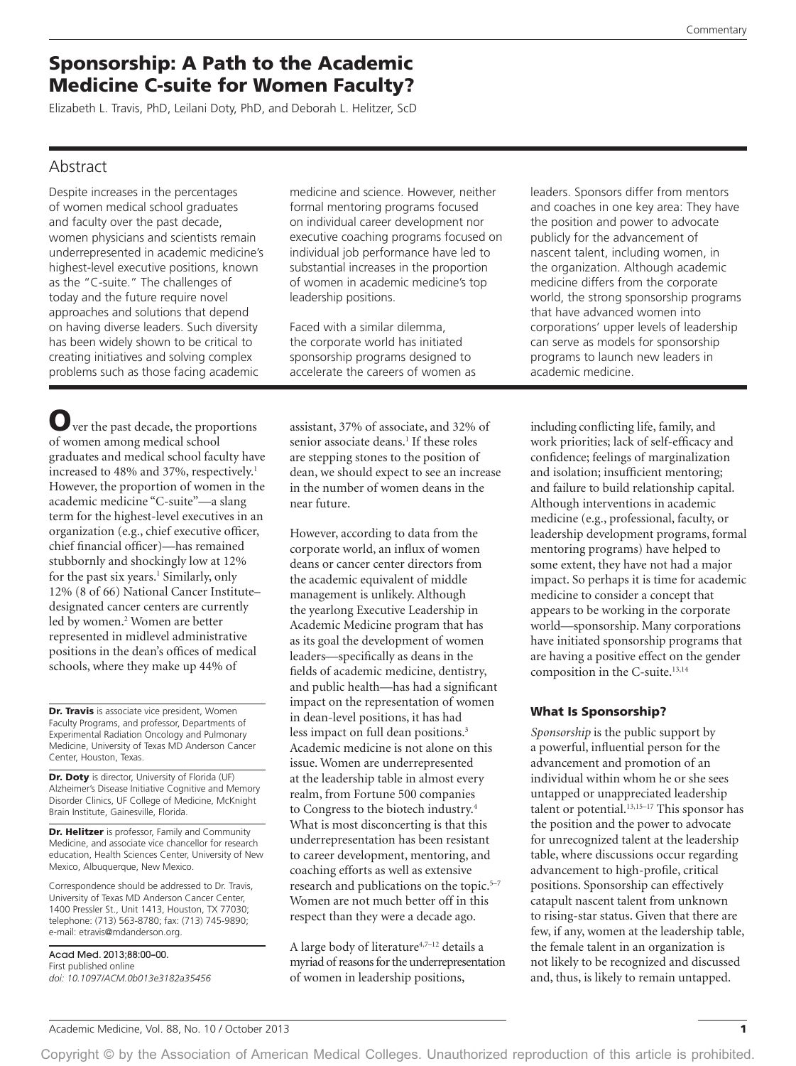# Sponsorship: A Path to the Academic Medicine C-suite for Women Faculty?

Elizabeth L. Travis, PhD, Leilani Doty, PhD, and Deborah L. Helitzer, ScD

## Abstract

Despite increases in the percentages of women medical school graduates and faculty over the past decade, women physicians and scientists remain underrepresented in academic medicine's highest-level executive positions, known as the "C-suite." The challenges of today and the future require novel approaches and solutions that depend on having diverse leaders. Such diversity has been widely shown to be critical to creating initiatives and solving complex problems such as those facing academic medicine and science. However, neither formal mentoring programs focused on individual career development nor executive coaching programs focused on individual job performance have led to substantial increases in the proportion of women in academic medicine's top leadership positions.

Faced with a similar dilemma, the corporate world has initiated sponsorship programs designed to accelerate the careers of women as leaders. Sponsors differ from mentors and coaches in one key area: They have the position and power to advocate publicly for the advancement of nascent talent, including women, in the organization. Although academic medicine differs from the corporate world, the strong sponsorship programs that have advanced women into corporations' upper levels of leadership can serve as models for sponsorship programs to launch new leaders in academic medicine.

Over the past decade, the proportions of women among medical school graduates and medical school faculty have increased to 48% and 37%, respectively.[1] However, the proportion of women in the academic medicine "C-suite"—a slang term for the highest-level executives in an organization (e.g., chief executive officer, chief financial officer)—has remained stubbornly and shockingly low at 12% for the past six years.[1] Similarly, only 12% (8 of 66) National Cancer Institute–designated cancer centers are currently led by women.[2] Women are better represented in midlevel administrative positions in the dean's offices of medical schools, where they make up 44% of assistant, 37% of associate, and 32% of senior associate deans.[1] If these roles are stepping stones to the position of dean, we should expect to see an increase in the number of women deans in the near future.

However, according to data from the corporate world, an influx of women deans or cancer center directors from the academic equivalent of middle management is unlikely. Although the yearlong Executive Leadership in Academic Medicine program that has as its goal the development of women leaders—specifically as deans in the fields of academic medicine, dentistry, and public health—has had a significant impact on the representation of women in dean-level positions, it has had less impact on full dean positions.[3] Academic medicine is not alone on this issue. Women are underrepresented at the leadership table in almost every realm, from Fortune 500 companies to Congress to the biotech industry.[4] What is most disconcerting is that this underrepresentation has been resistant to career development, mentoring, and coaching efforts as well as extensive research and publications on the topic.[5–7] Women are not much better off in this respect than they were a decade ago.

A large body of literature[4,7–12] details a myriad of reasons for the underrepresentation of women in leadership positions, including conflicting life, family, and work priorities; lack of self-efficacy and confidence; feelings of marginalization and isolation; insufficient mentoring; and failure to build relationship capital. Although interventions in academic medicine (e.g., professional, faculty, or leadership development programs, formal mentoring programs) have helped to some extent, they have not had a major impact. So perhaps it is time for academic medicine to consider a concept that appears to be working in the corporate world—sponsorship. Many corporations have initiated sponsorship programs that are having a positive effect on the gender composition in the C-suite.[13,14]

### What Is Sponsorship?

*Sponsorship* is the public support by a powerful, influential person for the advancement and promotion of an individual within whom he or she sees untapped or unappreciated leadership talent or potential.[13,15–17] This sponsor has the position and the power to advocate for unrecognized talent at the leadership table, where discussions occur regarding advancement to high-profile, critical positions. Sponsorship can effectively catapult nascent talent from unknown to rising-star status. Given that there are few, if any, women at the leadership table, the female talent in an organization is not likely to be recognized and discussed and, thus, is likely to remain untapped.

---

**Dr. Travis** is associate vice president, Women Faculty Programs, and professor, Departments of Experimental Radiation Oncology and Pulmonary Medicine, University of Texas MD Anderson Cancer Center, Houston, Texas.

**Dr. Doty** is director, University of Florida (UF) Alzheimer's Disease Initiative Cognitive and Memory Disorder Clinics, UF College of Medicine, McKnight Brain Institute, Gainesville, Florida.

**Dr. Helitzer** is professor, Family and Community Medicine, and associate vice chancellor for research education, Health Sciences Center, University of New Mexico, Albuquerque, New Mexico.

Correspondence should be addressed to Dr. Travis, University of Texas MD Anderson Cancer Center, 1400 Pressler St., Unit 1413, Houston, TX 77030; telephone: (713) 563-8780; fax: (713) 745-9890; e-mail: etravis@mdanderson.org.

Acad Med. 2013;88:00–00.
First published online
*doi: 10.1097/ACM.0b013e3182a35456*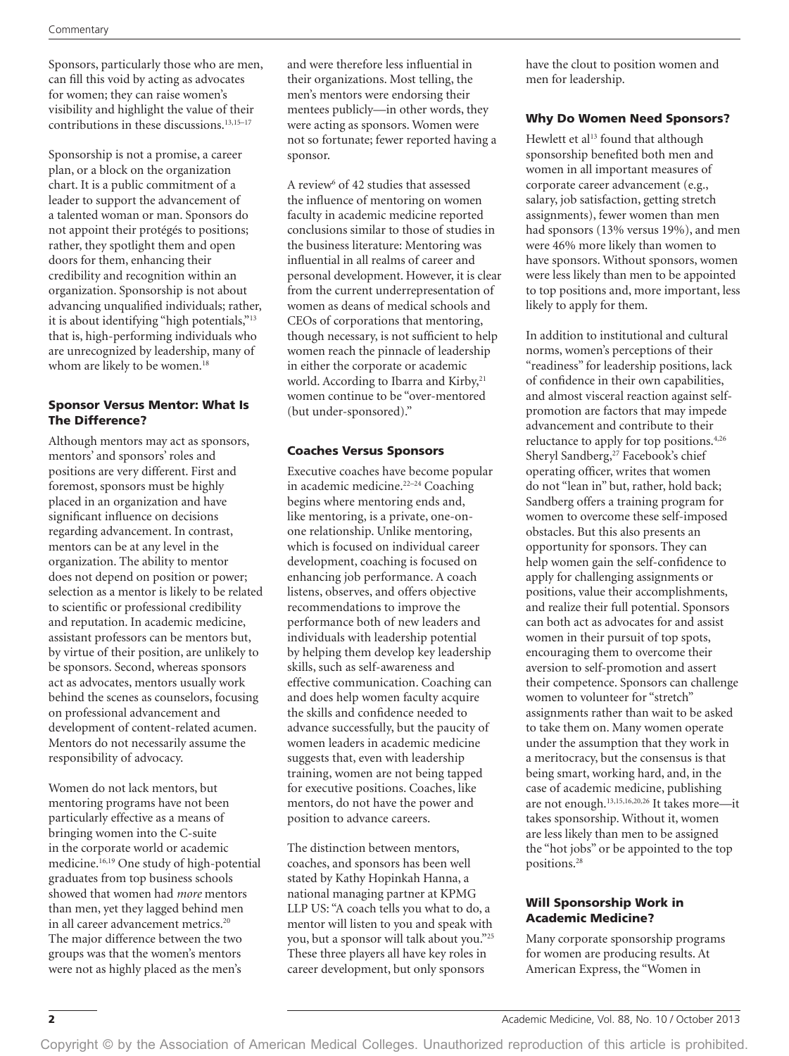Sponsors, particularly those who are men, can fill this void by acting as advocates for women; they can raise women's visibility and highlight the value of their contributions in these discussions.[13,15–17]

Sponsorship is not a promise, a career plan, or a block on the organization chart. It is a public commitment of a leader to support the advancement of a talented woman or man. Sponsors do not appoint their protégés to positions; rather, they spotlight them and open doors for them, enhancing their credibility and recognition within an organization. Sponsorship is not about advancing unqualified individuals; rather, it is about identifying "high potentials,"[13] that is, high-performing individuals who are unrecognized by leadership, many of whom are likely to be women.[18]

## Sponsor Versus Mentor: What Is The Difference?

Although mentors may act as sponsors, mentors' and sponsors' roles and positions are very different. First and foremost, sponsors must be highly placed in an organization and have significant influence on decisions regarding advancement. In contrast, mentors can be at any level in the organization. The ability to mentor does not depend on position or power; selection as a mentor is likely to be related to scientific or professional credibility and reputation. In academic medicine, assistant professors can be mentors but, by virtue of their position, are unlikely to be sponsors. Second, whereas sponsors act as advocates, mentors usually work behind the scenes as counselors, focusing on professional advancement and development of content-related acumen. Mentors do not necessarily assume the responsibility of advocacy.

Women do not lack mentors, but mentoring programs have not been particularly effective as a means of bringing women into the C-suite in the corporate world or academic medicine.[16,19] One study of high-potential graduates from top business schools showed that women had *more* mentors than men, yet they lagged behind men in all career advancement metrics.[20] The major difference between the two groups was that the women's mentors were not as highly placed as the men's and were therefore less influential in their organizations. Most telling, the men's mentors were endorsing their mentees publicly—in other words, they were acting as sponsors. Women were not so fortunate; fewer reported having a sponsor.

A review[6] of 42 studies that assessed the influence of mentoring on women faculty in academic medicine reported conclusions similar to those of studies in the business literature: Mentoring was influential in all realms of career and personal development. However, it is clear from the current underrepresentation of women as deans of medical schools and CEOs of corporations that mentoring, though necessary, is not sufficient to help women reach the pinnacle of leadership in either the corporate or academic world. According to Ibarra and Kirby,[21] women continue to be "over-mentored (but under-sponsored)."

## Coaches Versus Sponsors

Executive coaches have become popular in academic medicine.[22–24] Coaching begins where mentoring ends and, like mentoring, is a private, one-on-one relationship. Unlike mentoring, which is focused on individual career development, coaching is focused on enhancing job performance. A coach listens, observes, and offers objective recommendations to improve the performance both of new leaders and individuals with leadership potential by helping them develop key leadership skills, such as self-awareness and effective communication. Coaching can and does help women faculty acquire the skills and confidence needed to advance successfully, but the paucity of women leaders in academic medicine suggests that, even with leadership training, women are not being tapped for executive positions. Coaches, like mentors, do not have the power and position to advance careers.

The distinction between mentors, coaches, and sponsors has been well stated by Kathy Hopinkah Hanna, a national managing partner at KPMG LLP US: "A coach tells you what to do, a mentor will listen to you and speak with you, but a sponsor will talk about you."[25] These three players all have key roles in career development, but only sponsors have the clout to position women and men for leadership.

## Why Do Women Need Sponsors?

Hewlett et al[13] found that although sponsorship benefited both men and women in all important measures of corporate career advancement (e.g., salary, job satisfaction, getting stretch assignments), fewer women than men had sponsors (13% versus 19%), and men were 46% more likely than women to have sponsors. Without sponsors, women were less likely than men to be appointed to top positions and, more important, less likely to apply for them.

In addition to institutional and cultural norms, women's perceptions of their "readiness" for leadership positions, lack of confidence in their own capabilities, and almost visceral reaction against self-promotion are factors that may impede advancement and contribute to their reluctance to apply for top positions.[4,26] Sheryl Sandberg,[27] Facebook's chief operating officer, writes that women do not "lean in" but, rather, hold back; Sandberg offers a training program for women to overcome these self-imposed obstacles. But this also presents an opportunity for sponsors. They can help women gain the self-confidence to apply for challenging assignments or positions, value their accomplishments, and realize their full potential. Sponsors can both act as advocates for and assist women in their pursuit of top spots, encouraging them to overcome their aversion to self-promotion and assert their competence. Sponsors can challenge women to volunteer for "stretch" assignments rather than wait to be asked to take them on. Many women operate under the assumption that they work in a meritocracy, but the consensus is that being smart, working hard, and, in the case of academic medicine, publishing are not enough.[13,15,16,20,26] It takes more—it takes sponsorship. Without it, women are less likely than men to be assigned the "hot jobs" or be appointed to the top positions.[28]

## Will Sponsorship Work in Academic Medicine?

Many corporate sponsorship programs for women are producing results. At American Express, the "Women in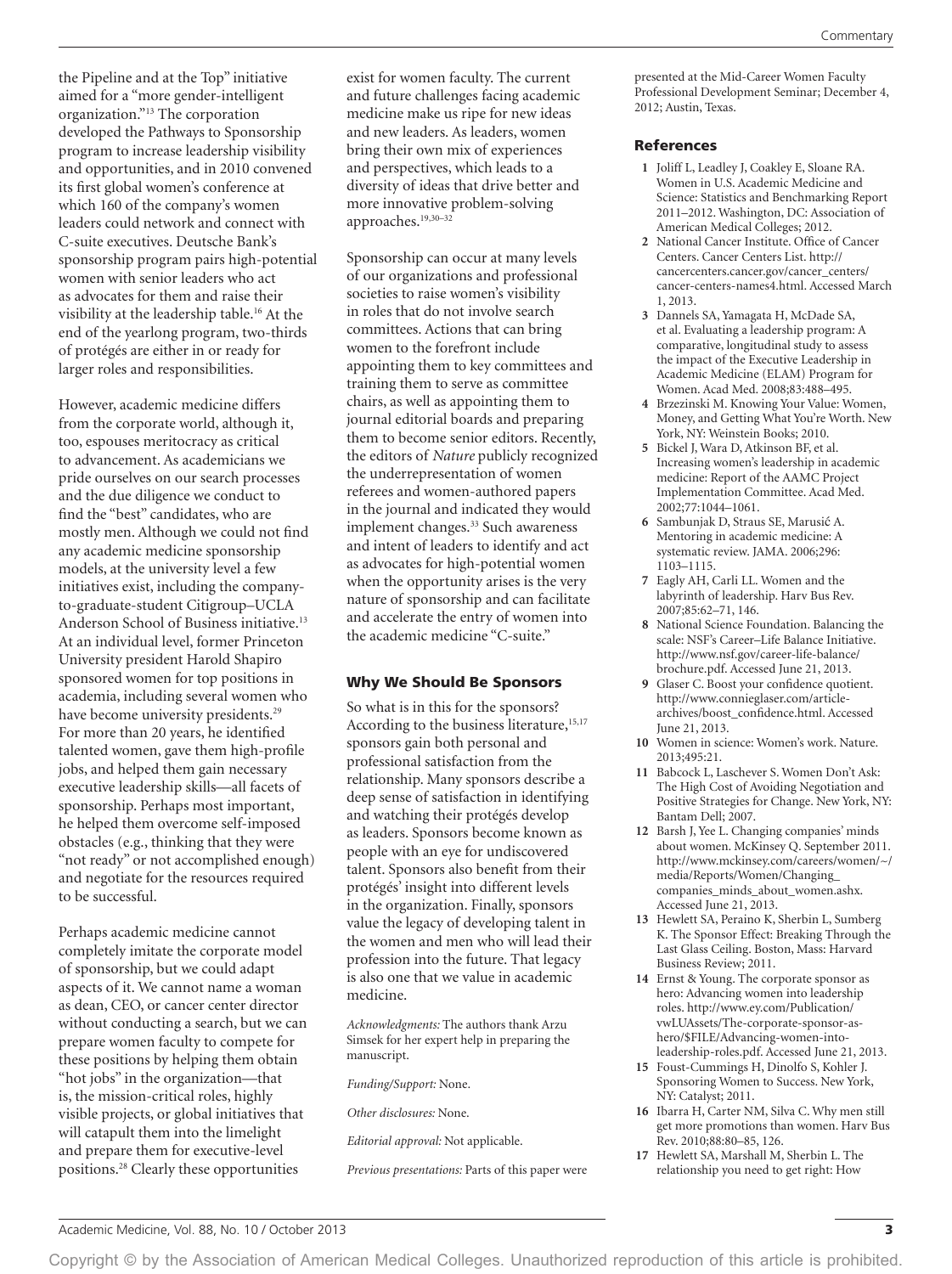the Pipeline and at the Top" initiative aimed for a "more gender-intelligent organization."[13] The corporation developed the Pathways to Sponsorship program to increase leadership visibility and opportunities, and in 2010 convened its first global women's conference at which 160 of the company's women leaders could network and connect with C-suite executives. Deutsche Bank's sponsorship program pairs high-potential women with senior leaders who act as advocates for them and raise their visibility at the leadership table.[16] At the end of the yearlong program, two-thirds of protégés are either in or ready for larger roles and responsibilities.

However, academic medicine differs from the corporate world, although it, too, espouses meritocracy as critical to advancement. As academicians we pride ourselves on our search processes and the due diligence we conduct to find the "best" candidates, who are mostly men. Although we could not find any academic medicine sponsorship models, at the university level a few initiatives exist, including the company-to-graduate-student Citigroup–UCLA Anderson School of Business initiative.[13] At an individual level, former Princeton University president Harold Shapiro sponsored women for top positions in academia, including several women who have become university presidents.[29] For more than 20 years, he identified talented women, gave them high-profile jobs, and helped them gain necessary executive leadership skills—all facets of sponsorship. Perhaps most important, he helped them overcome self-imposed obstacles (e.g., thinking that they were "not ready" or not accomplished enough) and negotiate for the resources required to be successful.

Perhaps academic medicine cannot completely imitate the corporate model of sponsorship, but we could adapt aspects of it. We cannot name a woman as dean, CEO, or cancer center director without conducting a search, but we can prepare women faculty to compete for these positions by helping them obtain "hot jobs" in the organization—that is, the mission-critical roles, highly visible projects, or global initiatives that will catapult them into the limelight and prepare them for executive-level positions.[28] Clearly these opportunities exist for women faculty. The current and future challenges facing academic medicine make us ripe for new ideas and new leaders. As leaders, women bring their own mix of experiences and perspectives, which leads to a diversity of ideas that drive better and more innovative problem-solving approaches.[19,30–32]

Sponsorship can occur at many levels of our organizations and professional societies to raise women's visibility in roles that do not involve search committees. Actions that can bring women to the forefront include appointing them to key committees and training them to serve as committee chairs, as well as appointing them to journal editorial boards and preparing them to become senior editors. Recently, the editors of *Nature* publicly recognized the underrepresentation of women referees and women-authored papers in the journal and indicated they would implement changes.[33] Such awareness and intent of leaders to identify and act as advocates for high-potential women when the opportunity arises is the very nature of sponsorship and can facilitate and accelerate the entry of women into the academic medicine "C-suite."

## Why We Should Be Sponsors

So what is in this for the sponsors? According to the business literature,[15,17] sponsors gain both personal and professional satisfaction from the relationship. Many sponsors describe a deep sense of satisfaction in identifying and watching their protégés develop as leaders. Sponsors become known as people with an eye for undiscovered talent. Sponsors also benefit from their protégés' insight into different levels in the organization. Finally, sponsors value the legacy of developing talent in the women and men who will lead their profession into the future. That legacy is also one that we value in academic medicine.

*Acknowledgments:* The authors thank Arzu Simsek for her expert help in preparing the manuscript.

*Funding/Support:* None.

*Other disclosures:* None.

*Editorial approval:* Not applicable.

*Previous presentations:* Parts of this paper were presented at the Mid-Career Women Faculty Professional Development Seminar; December 4, 2012; Austin, Texas.

## References

1. Joliff L, Leadley J, Coakley E, Sloane RA. Women in U.S. Academic Medicine and Science: Statistics and Benchmarking Report 2011–2012. Washington, DC: Association of American Medical Colleges; 2012.
2. National Cancer Institute. Office of Cancer Centers. Cancer Centers List. http://cancercenters.cancer.gov/cancer_centers/cancer-centers-names4.html. Accessed March 1, 2013.
3. Dannels SA, Yamagata H, McDade SA, et al. Evaluating a leadership program: A comparative, longitudinal study to assess the impact of the Executive Leadership in Academic Medicine (ELAM) Program for Women. Acad Med. 2008;83:488–495.
4. Brzezinski M. Knowing Your Value: Women, Money, and Getting What You're Worth. New York, NY: Weinstein Books; 2010.
5. Bickel J, Wara D, Atkinson BF, et al. Increasing women's leadership in academic medicine: Report of the AAMC Project Implementation Committee. Acad Med. 2002;77:1044–1061.
6. Sambunjak D, Straus SE, Marusić A. Mentoring in academic medicine: A systematic review. JAMA. 2006;296:1103–1115.
7. Eagly AH, Carli LL. Women and the labyrinth of leadership. Harv Bus Rev. 2007;85:62–71, 146.
8. National Science Foundation. Balancing the scale: NSF's Career–Life Balance Initiative. http://www.nsf.gov/career-life-balance/brochure.pdf. Accessed June 21, 2013.
9. Glaser C. Boost your confidence quotient. http://www.connieglaser.com/article-archives/boost_confidence.html. Accessed June 21, 2013.
10. Women in science: Women's work. Nature. 2013;495:21.
11. Babcock L, Laschever S. Women Don't Ask: The High Cost of Avoiding Negotiation and Positive Strategies for Change. New York, NY: Bantam Dell; 2007.
12. Barsh J, Yee L. Changing companies' minds about women. McKinsey Q. September 2011. http://www.mckinsey.com/careers/women/~/media/Reports/Women/Changing_companies_minds_about_women.ashx. Accessed June 21, 2013.
13. Hewlett SA, Peraino K, Sherbin L, Sumberg K. The Sponsor Effect: Breaking Through the Last Glass Ceiling. Boston, Mass: Harvard Business Review; 2011.
14. Ernst & Young. The corporate sponsor as hero: Advancing women into leadership roles. http://www.ey.com/Publication/vwLUAssets/The-corporate-sponsor-as-hero/$FILE/Advancing-women-into-leadership-roles.pdf. Accessed June 21, 2013.
15. Foust-Cummings H, Dinolfo S, Kohler J. Sponsoring Women to Success. New York, NY: Catalyst; 2011.
16. Ibarra H, Carter NM, Silva C. Why men still get more promotions than women. Harv Bus Rev. 2010;88:80–85, 126.
17. Hewlett SA, Marshall M, Sherbin L. The relationship you need to get right: How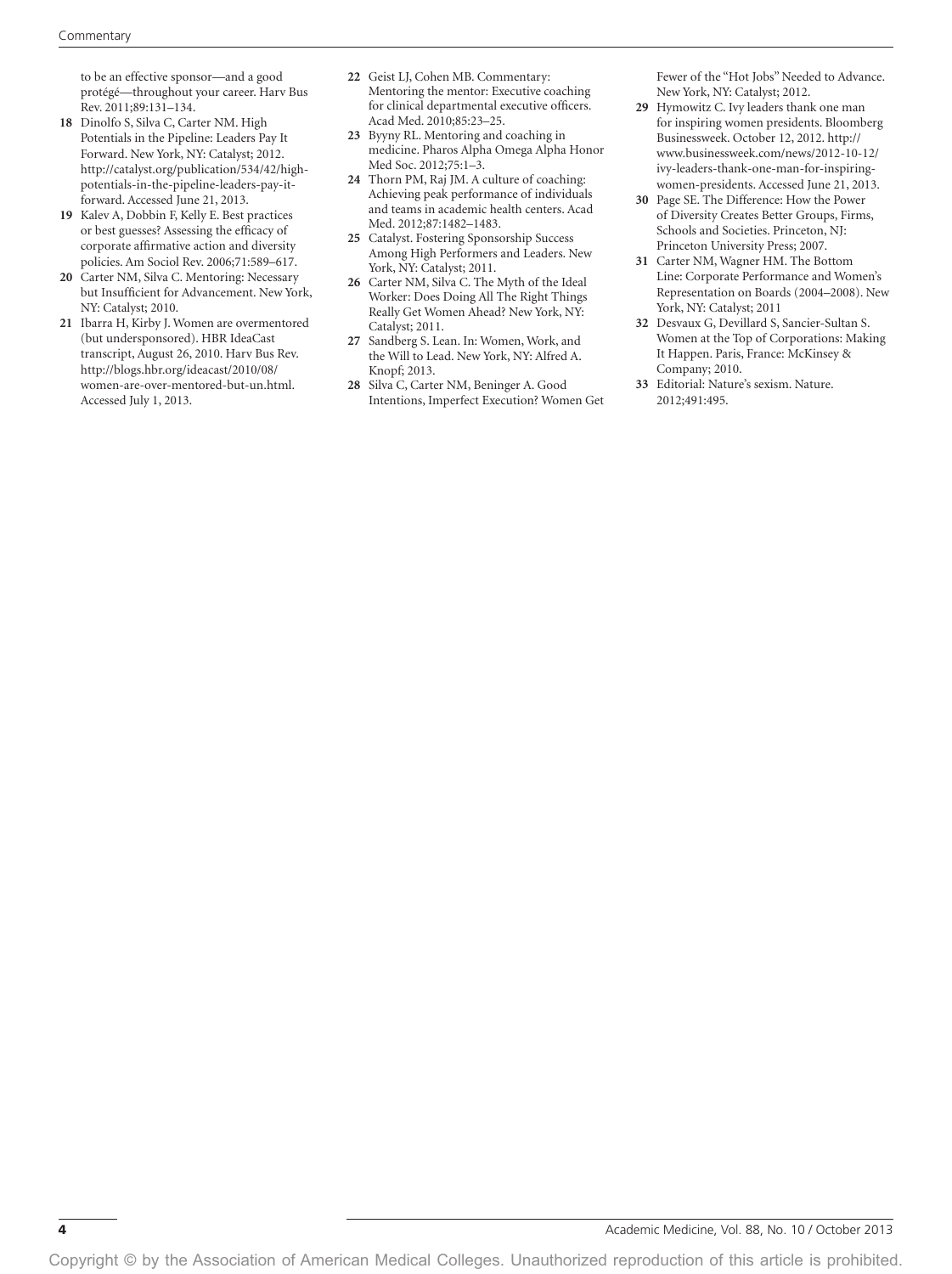to be an effective sponsor—and a good protégé—throughout your career. Harv Bus Rev. 2011;89:131–134.

18 Dinolfo S, Silva C, Carter NM. High Potentials in the Pipeline: Leaders Pay It Forward. New York, NY: Catalyst; 2012. http://catalyst.org/publication/534/42/high-potentials-in-the-pipeline-leaders-pay-it-forward. Accessed June 21, 2013.

19 Kalev A, Dobbin F, Kelly E. Best practices or best guesses? Assessing the efficacy of corporate affirmative action and diversity policies. Am Sociol Rev. 2006;71:589–617.

20 Carter NM, Silva C. Mentoring: Necessary but Insufficient for Advancement. New York, NY: Catalyst; 2010.

21 Ibarra H, Kirby J. Women are overmentored (but undersponsored). HBR IdeaCast transcript, August 26, 2010. Harv Bus Rev. http://blogs.hbr.org/ideacast/2010/08/women-are-over-mentored-but-un.html. Accessed July 1, 2013.

22 Geist LJ, Cohen MB. Commentary: Mentoring the mentor: Executive coaching for clinical departmental executive officers. Acad Med. 2010;85:23–25.

23 Byyny RL. Mentoring and coaching in medicine. Pharos Alpha Omega Alpha Honor Med Soc. 2012;75:1–3.

24 Thorn PM, Raj JM. A culture of coaching: Achieving peak performance of individuals and teams in academic health centers. Acad Med. 2012;87:1482–1483.

25 Catalyst. Fostering Sponsorship Success Among High Performers and Leaders. New York, NY: Catalyst; 2011.

26 Carter NM, Silva C. The Myth of the Ideal Worker: Does Doing All The Right Things Really Get Women Ahead? New York, NY: Catalyst; 2011.

27 Sandberg S. Lean. In: Women, Work, and the Will to Lead. New York, NY: Alfred A. Knopf; 2013.

28 Silva C, Carter NM, Beninger A. Good Intentions, Imperfect Execution? Women Get Fewer of the "Hot Jobs" Needed to Advance. New York, NY: Catalyst; 2012.

29 Hymowitz C. Ivy leaders thank one man for inspiring women presidents. Bloomberg Businessweek. October 12, 2012. http://www.businessweek.com/news/2012-10-12/ivy-leaders-thank-one-man-for-inspiring-women-presidents. Accessed June 21, 2013.

30 Page SE. The Difference: How the Power of Diversity Creates Better Groups, Firms, Schools and Societies. Princeton, NJ: Princeton University Press; 2007.

31 Carter NM, Wagner HM. The Bottom Line: Corporate Performance and Women's Representation on Boards (2004–2008). New York, NY: Catalyst; 2011

32 Desvaux G, Devillard S, Sancier-Sultan S. Women at the Top of Corporations: Making It Happen. Paris, France: McKinsey & Company; 2010.

33 Editorial: Nature's sexism. Nature. 2012;491:495.